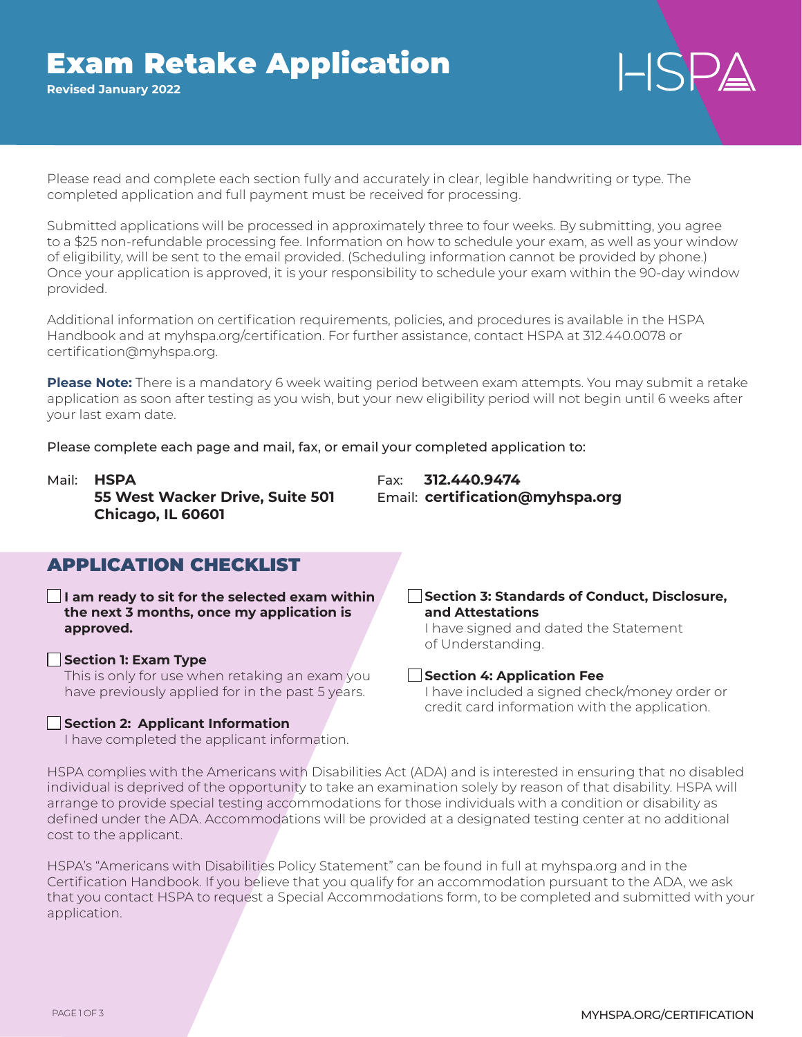# Exam Retake Application

**Revised January 2022**

HSPA

Please read and complete each section fully and accurately in clear, legible handwriting or type. The completed application and full payment must be received for processing.

Submitted applications will be processed in approximately three to four weeks. By submitting, you agree to a $25 non-refundable processing fee. Information on how to schedule your exam, as well as your window of eligibility, will be sent to the email provided. (Scheduling information cannot be provided by phone.) Once your application is approved, it is your responsibility to schedule your exam within the 90-day window provided.

Additional information on certification requirements, policies, and procedures is available in the HSPA Handbook and at myhspa.org/certification. For further assistance, contact HSPA at 312.440.0078 or certification@myhspa.org.

**Please Note:** There is a mandatory 6 week waiting period between exam attempts. You may submit a retake application as soon after testing as you wish, but your new eligibility period will not begin until 6 weeks after your last exam date.

Please complete each page and mail, fax, or email your completed application to:

Mail: **HSPA**
**55 West Wacker Drive, Suite 501**
**Chicago, IL 60601**

Fax: **312.440.9474**
Email: **certification@myhspa.org**

## APPLICATION CHECKLIST

- ☐ **I am ready to sit for the selected exam within the next 3 months, once my application is approved.**
- ☐ **Section 1: Exam Type**
  This is only for use when retaking an exam you have previously applied for in the past 5 years.
- ☐ **Section 2: Applicant Information**
  I have completed the applicant information.
- ☐ **Section 3: Standards of Conduct, Disclosure, and Attestations**
  I have signed and dated the Statement of Understanding.
- ☐ **Section 4: Application Fee**
  I have included a signed check/money order or credit card information with the application.

HSPA complies with the Americans with Disabilities Act (ADA) and is interested in ensuring that no disabled individual is deprived of the opportunity to take an examination solely by reason of that disability. HSPA will arrange to provide special testing accommodations for those individuals with a condition or disability as defined under the ADA. Accommodations will be provided at a designated testing center at no additional cost to the applicant.

HSPA's "Americans with Disabilities Policy Statement" can be found in full at myhspa.org and in the Certification Handbook. If you believe that you qualify for an accommodation pursuant to the ADA, we ask that you contact HSPA to request a Special Accommodations form, to be completed and submitted with your application.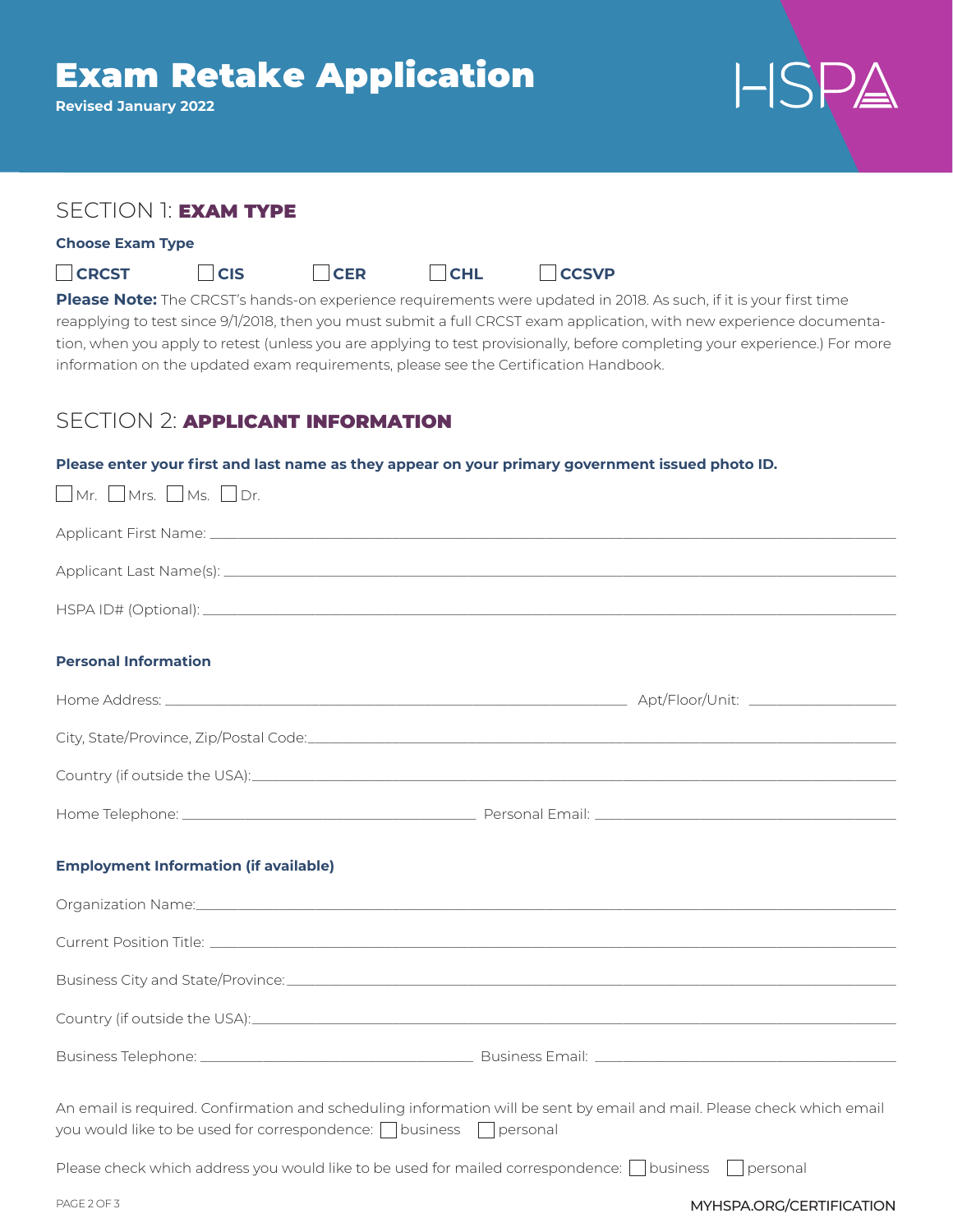# Exam Retake Application

**Revised January 2022**

HSPA

## SECTION 1: **EXAM TYPE**

**Choose Exam Type**

☐ **CRCST** ☐ **CIS** ☐ **CER** ☐ **CHL** ☐ **CCSVP**

**Please Note:** The CRCST's hands-on experience requirements were updated in 2018. As such, if it is your first time reapplying to test since 9/1/2018, then you must submit a full CRCST exam application, with new experience documentation, when you apply to retest (unless you are applying to test provisionally, before completing your experience.) For more information on the updated exam requirements, please see the Certification Handbook.

## SECTION 2: **APPLICANT INFORMATION**

**Please enter your first and last name as they appear on your primary government issued photo ID.**

☐ Mr. ☐ Mrs. ☐ Ms. ☐ Dr.

Applicant First Name: ______________________________

Applicant Last Name(s): ______________________________

HSPA ID# (Optional): ______________________________

**Personal Information**

Home Address: ______________________________ Apt/Floor/Unit: ______________

City, State/Province, Zip/Postal Code: ______________________________

Country (if outside the USA): ______________________________

Home Telephone: ______________________ Personal Email: ______________________

**Employment Information (if available)**

Organization Name: ______________________________

Current Position Title: ______________________________

Business City and State/Province: ______________________________

Country (if outside the USA): ______________________________

Business Telephone: ______________________ Business Email: ______________________

An email is required. Confirmation and scheduling information will be sent by email and mail. Please check which email you would like to be used for correspondence: ☐ business ☐ personal

Please check which address you would like to be used for mailed correspondence: ☐ business ☐ personal

MYHSPA.ORG/CERTIFICATION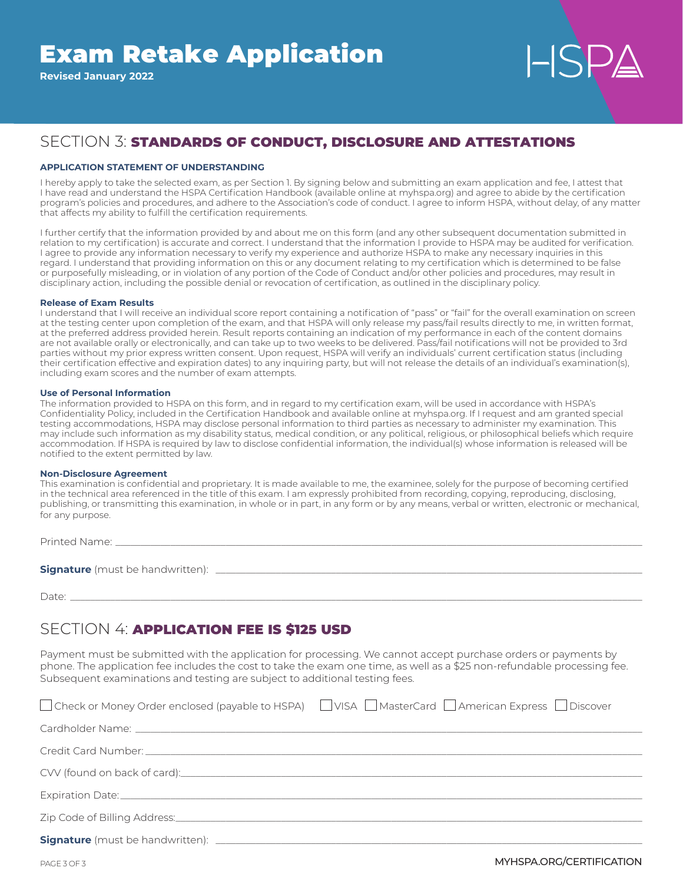# Exam Retake Application

**Revised January 2022**

HSPA

## SECTION 3: STANDARDS OF CONDUCT, DISCLOSURE AND ATTESTATIONS

**APPLICATION STATEMENT OF UNDERSTANDING**

I hereby apply to take the selected exam, as per Section 1. By signing below and submitting an exam application and fee, I attest that I have read and understand the HSPA Certification Handbook (available online at myhspa.org) and agree to abide by the certification program's policies and procedures, and adhere to the Association's code of conduct. I agree to inform HSPA, without delay, of any matter that affects my ability to fulfill the certification requirements.

I further certify that the information provided by and about me on this form (and any other subsequent documentation submitted in relation to my certification) is accurate and correct. I understand that the information I provide to HSPA may be audited for verification. I agree to provide any information necessary to verify my experience and authorize HSPA to make any necessary inquiries in this regard. I understand that providing information on this or any document relating to my certification which is determined to be false or purposefully misleading, or in violation of any portion of the Code of Conduct and/or other policies and procedures, may result in disciplinary action, including the possible denial or revocation of certification, as outlined in the disciplinary policy.

**Release of Exam Results**

I understand that I will receive an individual score report containing a notification of "pass" or "fail" for the overall examination on screen at the testing center upon completion of the exam, and that HSPA will only release my pass/fail results directly to me, in written format, at the preferred address provided herein. Result reports containing an indication of my performance in each of the content domains are not available orally or electronically, and can take up to two weeks to be delivered. Pass/fail notifications will not be provided to 3rd parties without my prior express written consent. Upon request, HSPA will verify an individuals' current certification status (including their certification effective and expiration dates) to any inquiring party, but will not release the details of an individual's examination(s), including exam scores and the number of exam attempts.

**Use of Personal Information**

The information provided to HSPA on this form, and in regard to my certification exam, will be used in accordance with HSPA's Confidentiality Policy, included in the Certification Handbook and available online at myhspa.org. If I request and am granted special testing accommodations, HSPA may disclose personal information to third parties as necessary to administer my examination. This may include such information as my disability status, medical condition, or any political, religious, or philosophical beliefs which require accommodation. If HSPA is required by law to disclose confidential information, the individual(s) whose information is released will be notified to the extent permitted by law.

**Non-Disclosure Agreement**

This examination is confidential and proprietary. It is made available to me, the examinee, solely for the purpose of becoming certified in the technical area referenced in the title of this exam. I am expressly prohibited from recording, copying, reproducing, disclosing, publishing, or transmitting this examination, in whole or in part, in any form or by any means, verbal or written, electronic or mechanical, for any purpose.

Printed Name: ____________________

**Signature** (must be handwritten): ____________________

Date: ____________________

## SECTION 4: APPLICATION FEE IS $125 USD

Payment must be submitted with the application for processing. We cannot accept purchase orders or payments by phone. The application fee includes the cost to take the exam one time, as well as a $25 non-refundable processing fee. Subsequent examinations and testing are subject to additional testing fees.

☐ Check or Money Order enclosed (payable to HSPA) ☐ VISA ☐ MasterCard ☐ American Express ☐ Discover

Cardholder Name: ____________________

Credit Card Number: ____________________

CVV (found on back of card): ____________________

Expiration Date: ____________________

Zip Code of Billing Address: ____________________

**Signature** (must be handwritten): ____________________

MYHSPA.ORG/CERTIFICATION